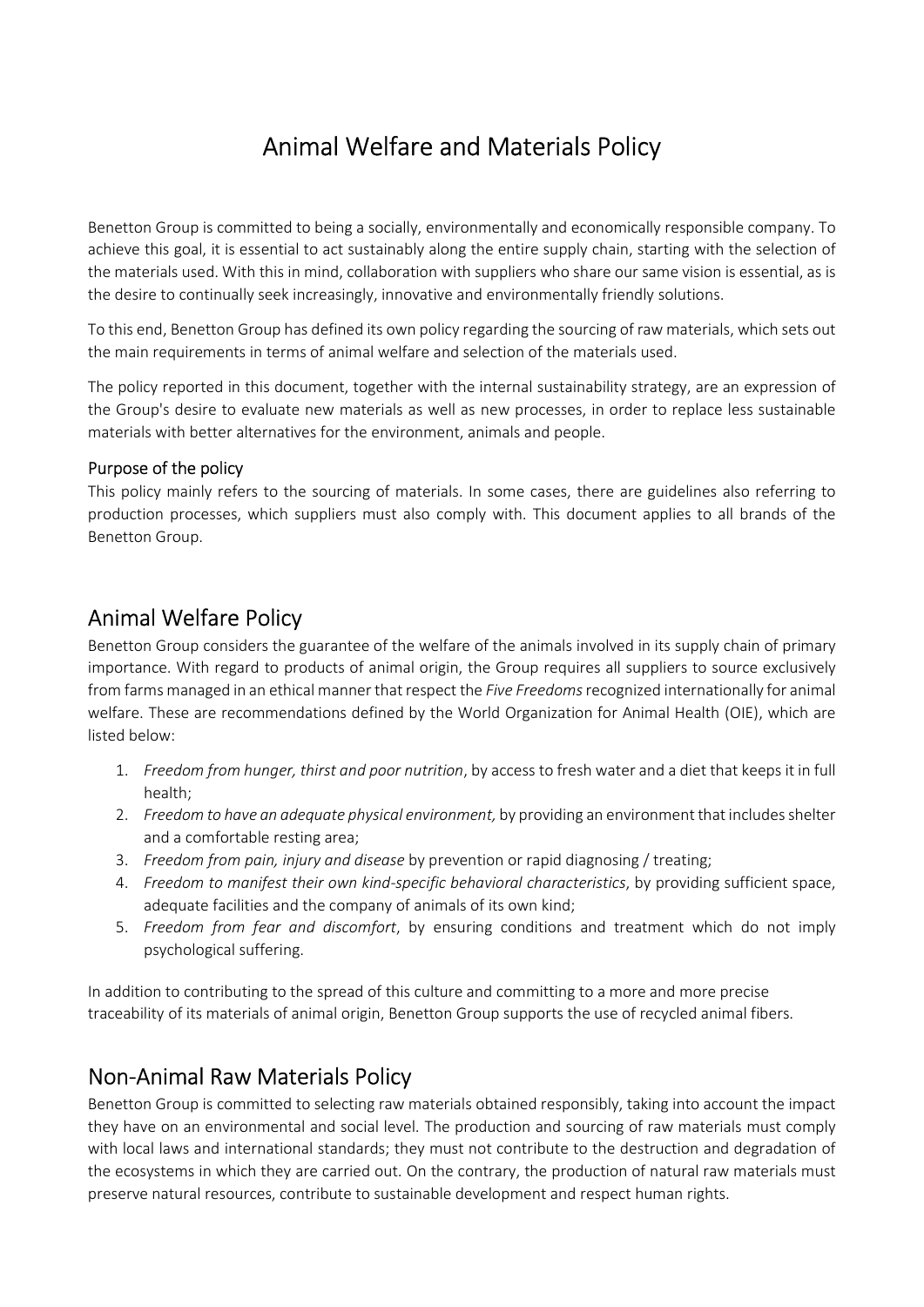# Animal Welfare and Materials Policy

Benetton Group is committed to being a socially, environmentally and economically responsible company. To achieve this goal, it is essential to act sustainably along the entire supply chain, starting with the selection of the materials used. With this in mind, collaboration with suppliers who share our same vision is essential, as is the desire to continually seek increasingly, innovative and environmentally friendly solutions.

To this end, Benetton Group has defined its own policy regarding the sourcing of raw materials, which sets out the main requirements in terms of animal welfare and selection of the materials used.

The policy reported in this document, together with the internal sustainability strategy, are an expression of the Group's desire to evaluate new materials as well as new processes, in order to replace less sustainable materials with better alternatives for the environment, animals and people.

### Purpose of the policy

This policy mainly refers to the sourcing of materials. In some cases, there are guidelines also referring to production processes, which suppliers must also comply with. This document applies to all brands of the Benetton Group.

## Animal Welfare Policy

Benetton Group considers the guarantee of the welfare of the animals involved in its supply chain of primary importance. With regard to products of animal origin, the Group requires all suppliers to source exclusively from farms managed in an ethical manner that respect the *Five Freedoms* recognized internationally for animal welfare. These are recommendations defined by the World Organization for Animal Health (OIE), which are listed below:

1. *Freedom from hunger, thirst and poor nutrition*, by access to fresh water and a diet that keeps it in full health;
2. *Freedom to have an adequate physical environment,* by providing an environment that includes shelter and a comfortable resting area;
3. *Freedom from pain, injury and disease* by prevention or rapid diagnosing / treating;
4. *Freedom to manifest their own kind-specific behavioral characteristics*, by providing sufficient space, adequate facilities and the company of animals of its own kind;
5. *Freedom from fear and discomfort*, by ensuring conditions and treatment which do not imply psychological suffering.

In addition to contributing to the spread of this culture and committing to a more and more precise traceability of its materials of animal origin, Benetton Group supports the use of recycled animal fibers.

## Non-Animal Raw Materials Policy

Benetton Group is committed to selecting raw materials obtained responsibly, taking into account the impact they have on an environmental and social level. The production and sourcing of raw materials must comply with local laws and international standards; they must not contribute to the destruction and degradation of the ecosystems in which they are carried out. On the contrary, the production of natural raw materials must preserve natural resources, contribute to sustainable development and respect human rights.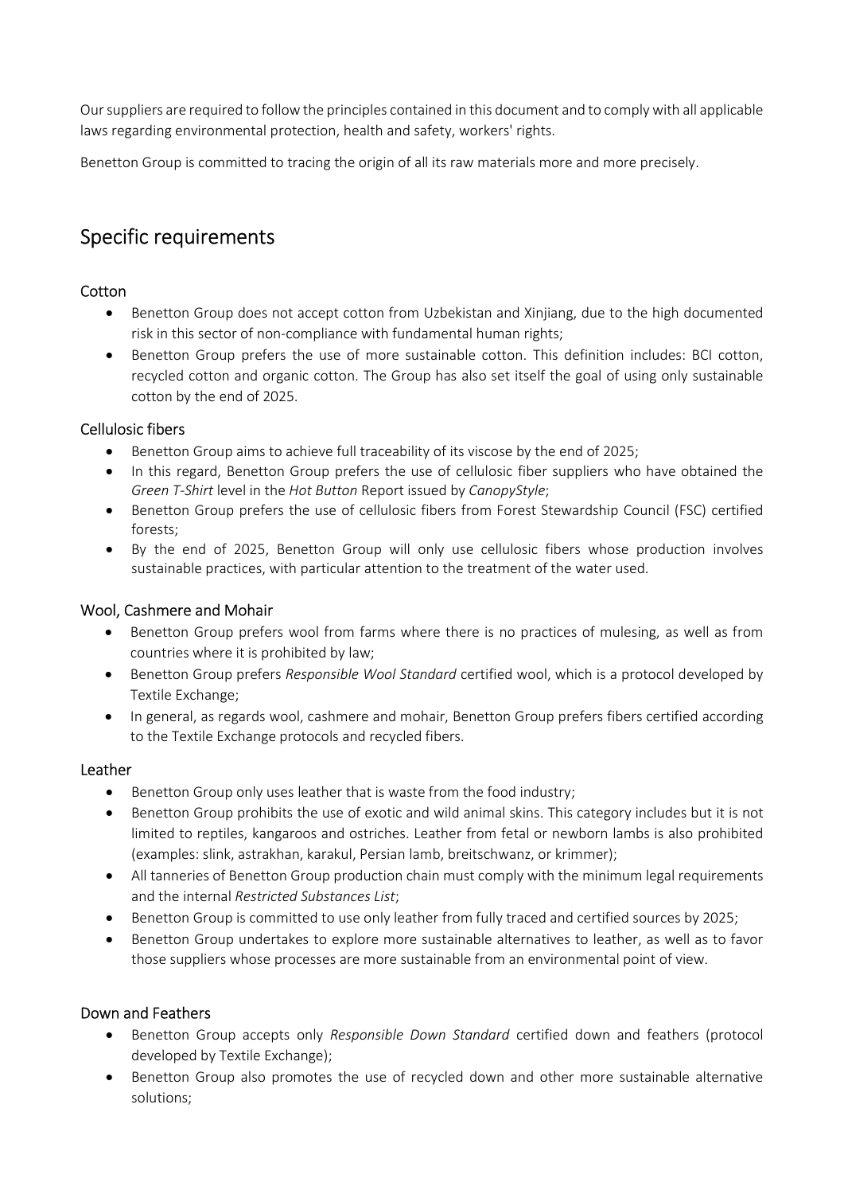Our suppliers are required to follow the principles contained in this document and to comply with all applicable laws regarding environmental protection, health and safety, workers' rights.

Benetton Group is committed to tracing the origin of all its raw materials more and more precisely.

## Specific requirements

### Cotton

- Benetton Group does not accept cotton from Uzbekistan and Xinjiang, due to the high documented risk in this sector of non-compliance with fundamental human rights;
- Benetton Group prefers the use of more sustainable cotton. This definition includes: BCI cotton, recycled cotton and organic cotton. The Group has also set itself the goal of using only sustainable cotton by the end of 2025.

### Cellulosic fibers

- Benetton Group aims to achieve full traceability of its viscose by the end of 2025;
- In this regard, Benetton Group prefers the use of cellulosic fiber suppliers who have obtained the *Green T-Shirt* level in the *Hot Button* Report issued by *CanopyStyle*;
- Benetton Group prefers the use of cellulosic fibers from Forest Stewardship Council (FSC) certified forests;
- By the end of 2025, Benetton Group will only use cellulosic fibers whose production involves sustainable practices, with particular attention to the treatment of the water used.

### Wool, Cashmere and Mohair

- Benetton Group prefers wool from farms where there is no practices of mulesing, as well as from countries where it is prohibited by law;
- Benetton Group prefers *Responsible Wool Standard* certified wool, which is a protocol developed by Textile Exchange;
- In general, as regards wool, cashmere and mohair, Benetton Group prefers fibers certified according to the Textile Exchange protocols and recycled fibers.

### Leather

- Benetton Group only uses leather that is waste from the food industry;
- Benetton Group prohibits the use of exotic and wild animal skins. This category includes but it is not limited to reptiles, kangaroos and ostriches. Leather from fetal or newborn lambs is also prohibited (examples: slink, astrakhan, karakul, Persian lamb, breitschwanz, or krimmer);
- All tanneries of Benetton Group production chain must comply with the minimum legal requirements and the internal *Restricted Substances List*;
- Benetton Group is committed to use only leather from fully traced and certified sources by 2025;
- Benetton Group undertakes to explore more sustainable alternatives to leather, as well as to favor those suppliers whose processes are more sustainable from an environmental point of view.

### Down and Feathers

- Benetton Group accepts only *Responsible Down Standard* certified down and feathers (protocol developed by Textile Exchange);
- Benetton Group also promotes the use of recycled down and other more sustainable alternative solutions;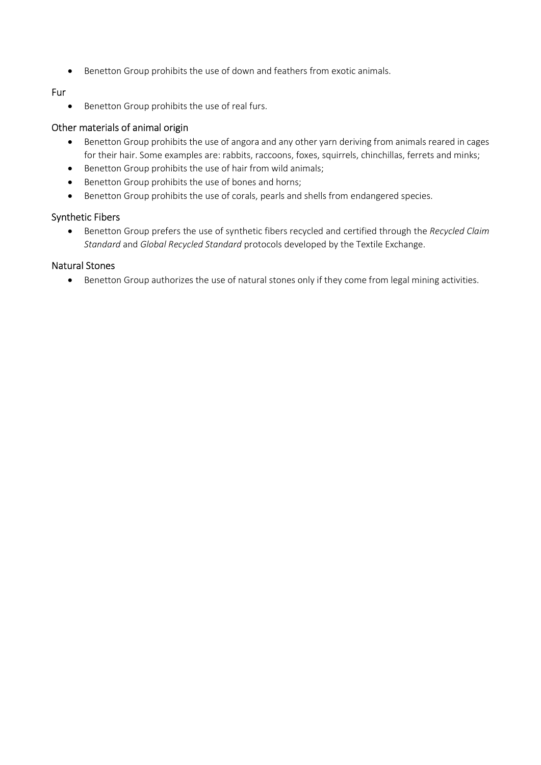- Benetton Group prohibits the use of down and feathers from exotic animals.

### Fur

- Benetton Group prohibits the use of real furs.

### Other materials of animal origin

- Benetton Group prohibits the use of angora and any other yarn deriving from animals reared in cages for their hair. Some examples are: rabbits, raccoons, foxes, squirrels, chinchillas, ferrets and minks;
- Benetton Group prohibits the use of hair from wild animals;
- Benetton Group prohibits the use of bones and horns;
- Benetton Group prohibits the use of corals, pearls and shells from endangered species.

### Synthetic Fibers

- Benetton Group prefers the use of synthetic fibers recycled and certified through the *Recycled Claim Standard* and *Global Recycled Standard* protocols developed by the Textile Exchange.

### Natural Stones

- Benetton Group authorizes the use of natural stones only if they come from legal mining activities.